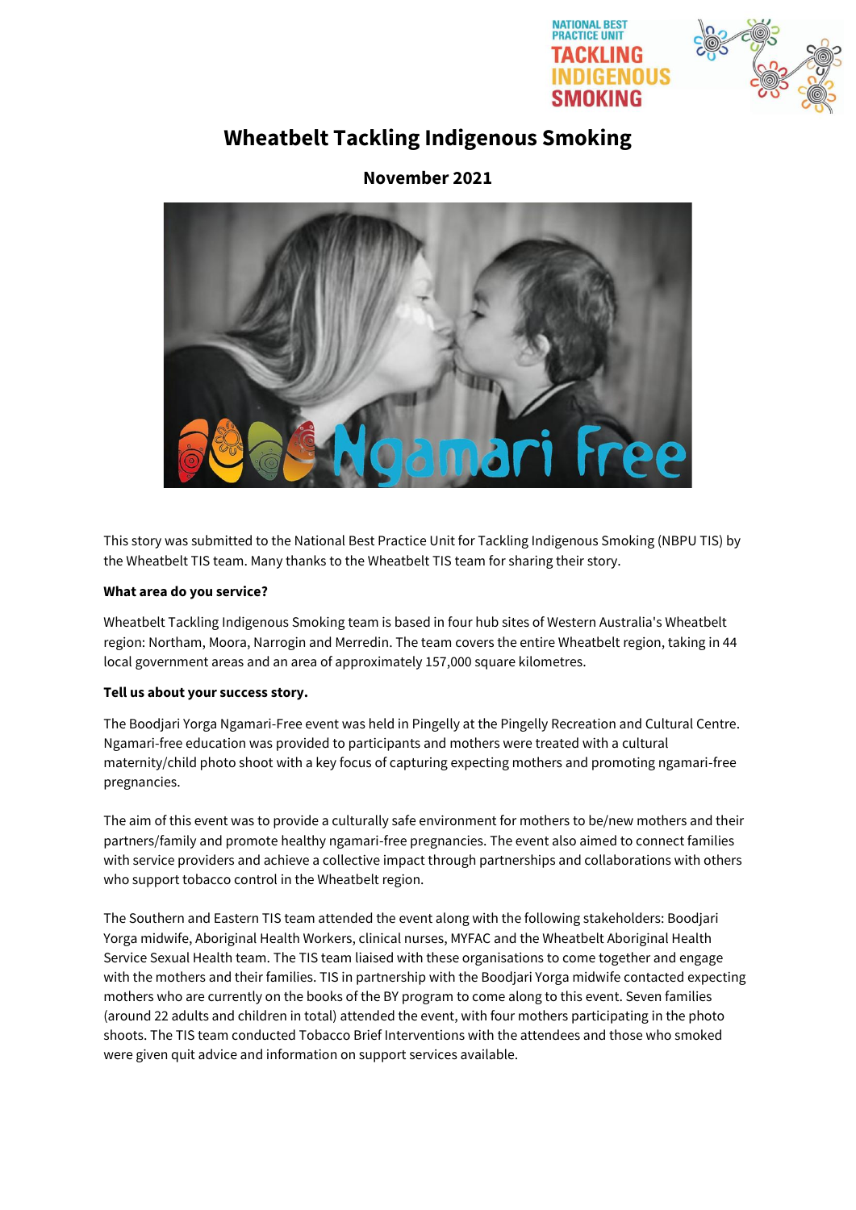# Wheatbelt Tackling Indigenous Smoking

## November 2021

This story was submitted to the National Best Practice Unit for Tackling Indigenous Smoking (NBPU TIS) by the Wheatbelt TIS team. Many thanks to the Wheatbelt TIS team for sharing their story.

**What area do you service?**

Wheatbelt Tackling Indigenous Smoking team is based in four hub sites of Western Australia's Wheatbelt region: Northam, Moora, Narrogin and Merredin. The team covers the entire Wheatbelt region, taking in 44 local government areas and an area of approximately 157,000 square kilometres.

**Tell us about your success story.**

The Boodjari Yorga Ngamari-Free event was held in Pingelly at the Pingelly Recreation and Cultural Centre. Ngamari-free education was provided to participants and mothers were treated with a cultural maternity/child photo shoot with a key focus of capturing expecting mothers and promoting ngamari-free pregnancies.

The aim of this event was to provide a culturally safe environment for mothers to be/new mothers and their partners/family and promote healthy ngamari-free pregnancies. The event also aimed to connect families with service providers and achieve a collective impact through partnerships and collaborations with others who support tobacco control in the Wheatbelt region.

The Southern and Eastern TIS team attended the event along with the following stakeholders: Boodjari Yorga midwife, Aboriginal Health Workers, clinical nurses, MYFAC and the Wheatbelt Aboriginal Health Service Sexual Health team. The TIS team liaised with these organisations to come together and engage with the mothers and their families. TIS in partnership with the Boodjari Yorga midwife contacted expecting mothers who are currently on the books of the BY program to come along to this event. Seven families (around 22 adults and children in total) attended the event, with four mothers participating in the photo shoots. The TIS team conducted Tobacco Brief Interventions with the attendees and those who smoked were given quit advice and information on support services available.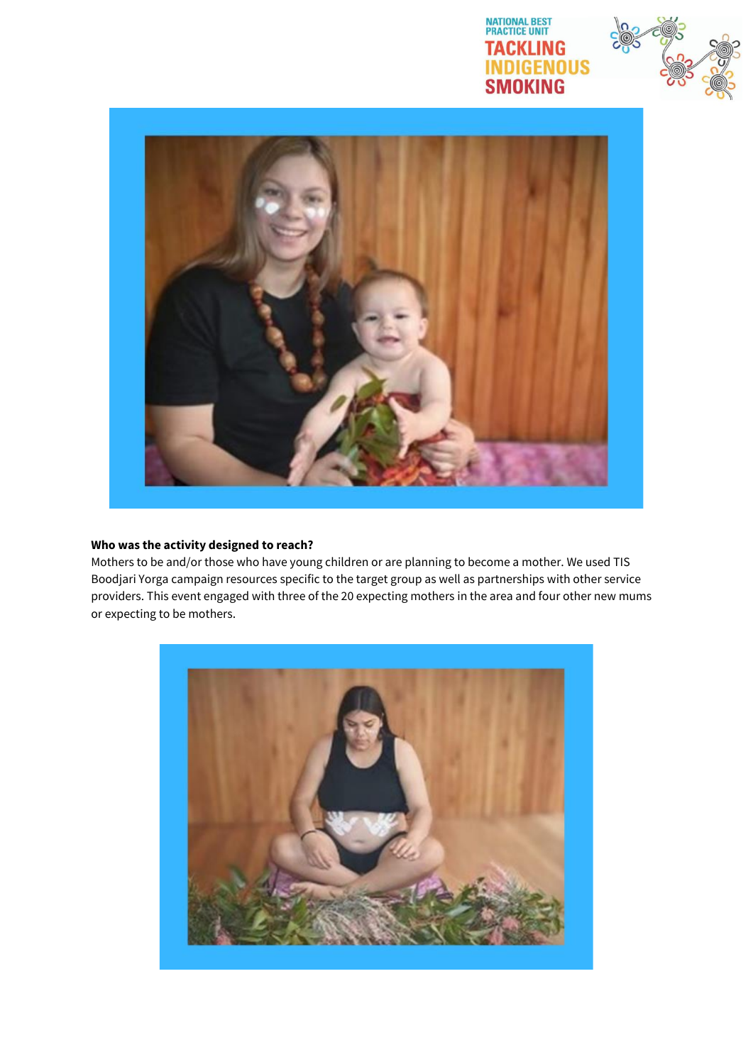**Who was the activity designed to reach?**

Mothers to be and/or those who have young children or are planning to become a mother. We used TIS Boodjari Yorga campaign resources specific to the target group as well as partnerships with other service providers. This event engaged with three of the 20 expecting mothers in the area and four other new mums or expecting to be mothers.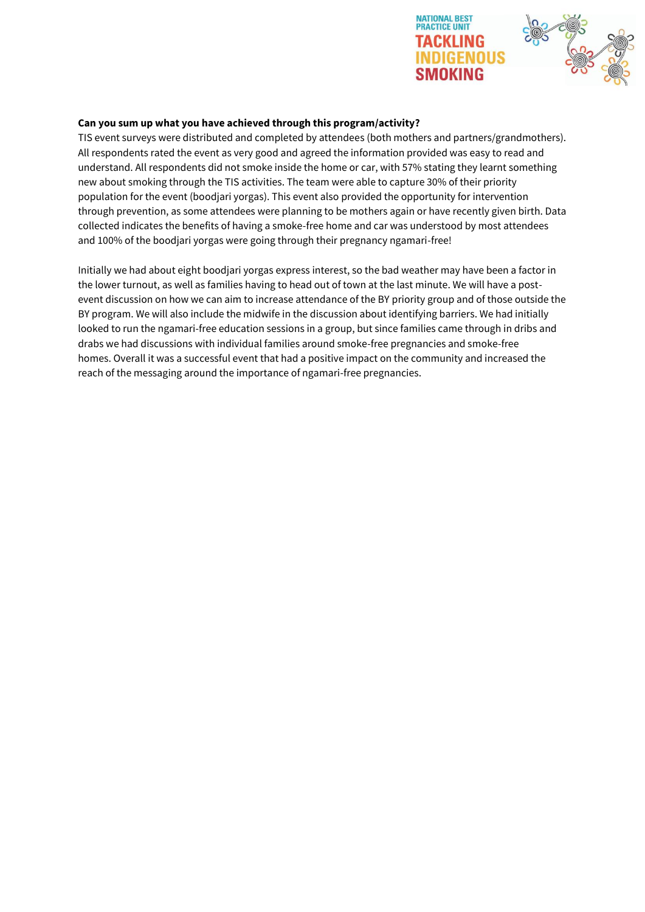**Can you sum up what you have achieved through this program/activity?**

TIS event surveys were distributed and completed by attendees (both mothers and partners/grandmothers). All respondents rated the event as very good and agreed the information provided was easy to read and understand. All respondents did not smoke inside the home or car, with 57% stating they learnt something new about smoking through the TIS activities. The team were able to capture 30% of their priority population for the event (boodjari yorgas). This event also provided the opportunity for intervention through prevention, as some attendees were planning to be mothers again or have recently given birth. Data collected indicates the benefits of having a smoke-free home and car was understood by most attendees and 100% of the boodjari yorgas were going through their pregnancy ngamari-free!

Initially we had about eight boodjari yorgas express interest, so the bad weather may have been a factor in the lower turnout, as well as families having to head out of town at the last minute. We will have a post-event discussion on how we can aim to increase attendance of the BY priority group and of those outside the BY program. We will also include the midwife in the discussion about identifying barriers. We had initially looked to run the ngamari-free education sessions in a group, but since families came through in dribs and drabs we had discussions with individual families around smoke-free pregnancies and smoke-free homes. Overall it was a successful event that had a positive impact on the community and increased the reach of the messaging around the importance of ngamari-free pregnancies.